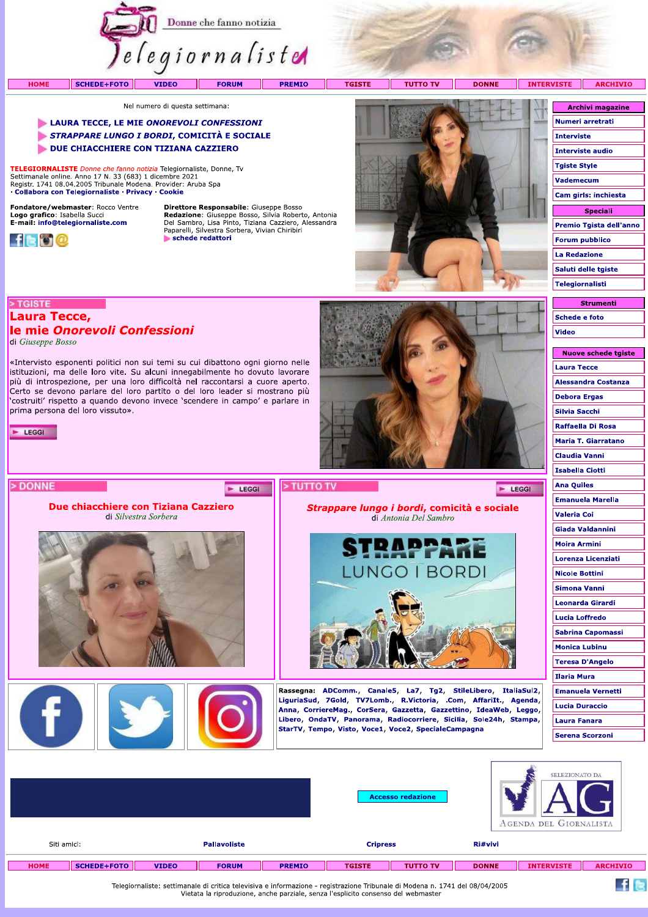Donne che fanno notizia

Telegiornaliste

HOME | SCHEDE+FOTO | VIDEO | FORUM | PREMIO | TGISTE | TUTTO TV | DONNE | INTERVISTE | ARCHIVIO

Nel numero di questa settimana:

- LAURA TECCE, LE MIE *ONOREVOLI CONFESSIONI*
- *STRAPPARE LUNGO I BORDI*, COMICITÀ E SOCIALE
- DUE CHIACCHIERE CON TIZIANA CAZZIERO

**TELEGIORNALISTE** *Donne che fanno notizia* Telegiornaliste, Donne, Tv
Settimanale online. Anno 17 N. 33 (683) 1 dicembre 2021
Registr. 1741 08.04.2005 Tribunale Modena. Provider: Aruba Spa
· Collabora con Telegiornaliste · Privacy · Cookie

**Fondatore/webmaster**: Rocco Ventre
**Logo grafico**: Isabella Succi
**E-mail**: info@telegiornaliste.com

**Direttore Responsabile**: Giuseppe Bosso
**Redazione**: Giuseppe Bosso, Silvia Roberto, Antonia Del Sambro, Lisa Pinto, Tiziana Cazziero, Alessandra Paparelli, Silvestra Sorbera, Vivian Chiribiri
schede redattori

**Archivi magazine**
- Numeri arretrati
- Interviste
- Interviste audio
- Tgiste Style
- Vademecum
- Cam girls: inchiesta

**Speciali**
- Premio Tgista dell'anno
- Forum pubblico
- La Redazione
- Saluti delle tgiste
- Telegiornalisti

**Strumenti**
- Schede e foto
- Video

**Nuove schede tgiste**
- Laura Tecce
- Alessandra Costanza
- Debora Ergas
- Silvia Sacchi
- Raffaella Di Rosa
- Maria T. Giarratano
- Claudia Vanni
- Isabella Ciotti
- Ana Quiles
- Emanuela Marella
- Valeria Coi
- Giada Valdannini
- Moira Armini
- Lorenza Licenziati
- Nicole Bottini
- Simona Vanni
- Leonarda Girardi
- Lucia Loffredo
- Sabrina Capomassi
- Monica Lubinu
- Teresa D'Angelo
- Ilaria Mura
- Emanuela Vernetti
- Lucia Duraccio
- Laura Fanara
- Serena Scorzoni

> TGISTE

## Laura Tecce, le mie *Onorevoli Confessioni*

di *Giuseppe Bosso*

«Intervisto esponenti politici non sui temi su cui dibattono ogni giorno nelle istituzioni, ma delle loro vite. Su alcuni innegabilmente ho dovuto lavorare più di introspezione, per una loro difficoltà nel raccontarsi a cuore aperto. Certo se devono parlare del loro partito o del loro leader si mostrano più 'costruiti' rispetto a quando devono invece 'scendere in campo' e parlare in prima persona del loro vissuto».

LEGGI

> DONNE

LEGGI

## Due chiacchiere con Tiziana Cazziero

di *Silvestra Sorbera*

> TUTTO TV

LEGGI

## *Strappare lungo i bordi*, comicità e sociale

di *Antonia Del Sambro*

**Rassegna:** ADComm., Canale5, La7, Tg2, StileLibero, ItaliaSul2, LiguriaSud, 7Gold, TV7Lomb., R.Victoria, .Com, AffariIt., Agenda, Anna, CorriereMag., CorSera, Gazzetta, Gazzettino, IdeaWeb, Leggo, Libero, OndaTV, Panorama, Radiocorriere, Sicilia, Sole24h, Stampa, StarTV, Tempo, Visto, Voce1, Voce2, SpecialeCampagna

Accesso redazione

SELEZIONATO DA AG AGENDA DEL GIORNALISTA

Siti amici: Pallavoliste | Cripress | Ri#vivi

HOME | SCHEDE+FOTO | VIDEO | FORUM | PREMIO | TGISTE | TUTTO TV | DONNE | INTERVISTE | ARCHIVIO

Telegiornaliste: settimanale di critica televisiva e informazione - registrazione Tribunale di Modena n. 1741 del 08/04/2005
Vietata la riproduzione, anche parziale, senza l'esplicito consenso del webmaster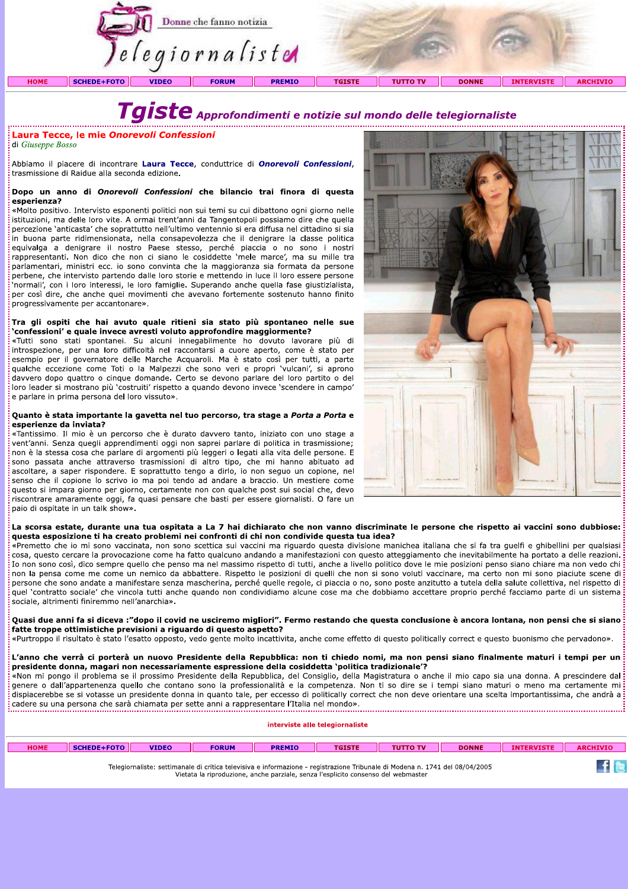# Tgiste *Approfondimenti e notizie sul mondo delle telegiornaliste*

## Laura Tecce, le mie *Onorevoli Confessioni*

di *Giuseppe Bosso*

Abbiamo il piacere di incontrare **Laura Tecce**, conduttrice di ***Onorevoli Confessioni***, trasmissione di Raidue alla seconda edizione.

**Dopo un anno di *Onorevoli Confessioni* che bilancio trai finora di questa esperienza?**
«Molto positivo. Intervisto esponenti politici non sui temi su cui dibattono ogni giorno nelle istituzioni, ma delle loro vite. A ormai trent'anni da Tangentopoli possiamo dire che quella percezione 'anticasta' che soprattutto nell'ultimo ventennio si era diffusa nel cittadino si sia in buona parte ridimensionata, nella consapevolezza che il denigrare la classe politica equivalga a denigrare il nostro Paese stesso, perché piaccia o no sono i nostri rappresentanti. Non dico che non ci siano le cosiddette 'mele marce', ma su mille tra parlamentari, ministri ecc. io sono convinta che la maggioranza sia formata da persone perbene, che intervisto partendo dalle loro storie e mettendo in luce il loro essere persone 'normali', con i loro interessi, le loro famiglie. Superando anche quella fase giustizialista, per così dire, che anche quei movimenti che avevano fortemente sostenuto hanno finito progressivamente per accantonare».

**Tra gli ospiti che hai avuto quale ritieni sia stato più spontaneo nelle sue 'confessioni' e quale invece avresti voluto approfondire maggiormente?**
«Tutti sono stati spontanei. Su alcuni innegabilmente ho dovuto lavorare più di introspezione, per una loro difficoltà nel raccontarsi a cuore aperto, come è stato per esempio per il governatore delle Marche Acquaroli. Ma è stato così per tutti, a parte qualche eccezione come Toti o la Malpezzi che sono veri e propri 'vulcani', si aprono davvero dopo quattro o cinque domande. Certo se devono parlare del loro partito o del loro leader si mostrano più 'costruiti' rispetto a quando devono invece 'scendere in campo' e parlare in prima persona del loro vissuto».

**Quanto è stata importante la gavetta nel tuo percorso, tra stage a *Porta a Porta* e esperienze da inviata?**
«Tantissimo. Il mio è un percorso che è durato davvero tanto, iniziato con uno stage a vent'anni. Senza quegli apprendimenti oggi non saprei parlare di politica in trasmissione; non è la stessa cosa che parlare di argomenti più leggeri o legati alla vita delle persone. E sono passata anche attraverso trasmissioni di altro tipo, che mi hanno abituato ad ascoltare, a saper rispondere. E soprattutto tengo a dirlo, io non seguo un copione, nel senso che il copione lo scrivo io ma poi tendo ad andare a braccio. Un mestiere come questo si impara giorno per giorno, certamente non con qualche post sui social che, devo riscontrare amaramente oggi, fa quasi pensare che basti per essere giornalisti. O fare un paio di ospitate in un talk show».

**La scorsa estate, durante una tua ospitata a La 7 hai dichiarato che non vanno discriminate le persone che rispetto ai vaccini sono dubbiose: questa esposizione ti ha creato problemi nei confronti di chi non condivide questa tua idea?**
«Premetto che io mi sono vaccinata, non sono scettica sui vaccini ma riguardo questa divisione manichea italiana che si fa tra guelfi e ghibellini per qualsiasi cosa, questo cercare la provocazione come ha fatto qualcuno andando a manifestazioni con questo atteggiamento che inevitabilmente ha portato a delle reazioni. Io non sono così, dico sempre quello che penso ma nel massimo rispetto di tutti, anche a livello politico dove le mie posizioni penso siano chiare ma non vedo chi non la pensa come me come un nemico da abbattere. Rispetto le posizioni di quelli che non si sono voluti vaccinare, ma certo non mi sono piaciute scene di persone che sono andate a manifestare senza mascherina, perché quelle regole, ci piaccia o no, sono poste anzitutto a tutela della salute collettiva, nel rispetto di quel 'contratto sociale' che vincola tutti anche quando non condividiamo alcune cose ma che dobbiamo accettare proprio perché facciamo parte di un sistema sociale, altrimenti finiremmo nell'anarchia».

**Quasi due anni fa si diceva :"dopo il covid ne usciremo migliori". Fermo restando che questa conclusione è ancora lontana, non pensi che si siano fatte troppe ottimistiche previsioni a riguardo di questo aspetto?**
«Purtroppo il risultato è stato l'esatto opposto, vedo gente molto incattivita, anche come effetto di questo politically correct e questo buonismo che pervadono».

**L'anno che verrà ci porterà un nuovo Presidente della Repubblica: non ti chiedo nomi, ma non pensi siano finalmente maturi i tempi per un presidente donna, magari non necessariamente espressione della cosiddetta 'politica tradizionale'?**
«Non mi pongo il problema se il prossimo Presidente della Repubblica, del Consiglio, della Magistratura o anche il mio capo sia una donna. A prescindere dal genere o dall'appartenenza quello che contano sono la professionalità e la competenza. Non ti so dire se i tempi siano maturi o meno ma certamente mi dispiacerebbe se si votasse un presidente donna in quanto tale, per eccesso di politically correct che non deve orientare una scelta importantissima, che andrà a cadere su una persona che sarà chiamata per sette anni a rappresentare l'Italia nel mondo».

interviste alle telegiornaliste

Telegiornaliste: settimanale di critica televisiva e informazione - registrazione Tribunale di Modena n. 1741 del 08/04/2005
Vietata la riproduzione, anche parziale, senza l'esplicito consenso del webmaster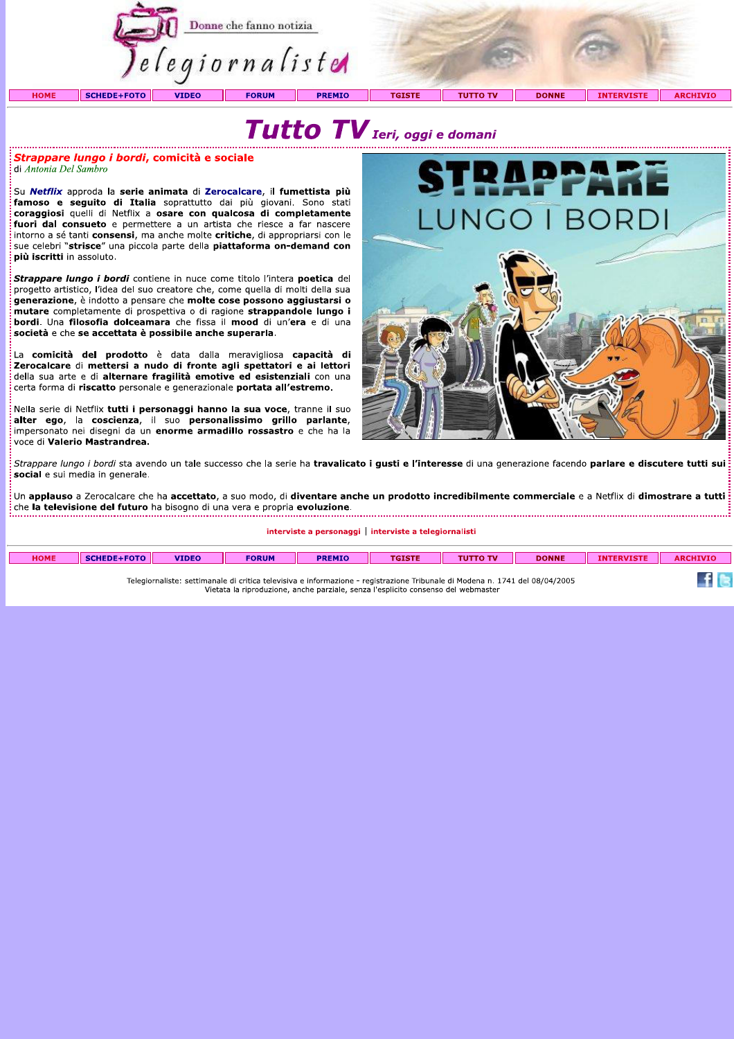Donne che fanno notizia

Telegiornaliste

HOME | SCHEDE+FOTO | VIDEO | FORUM | PREMIO | TGISTE | TUTTO TV | DONNE | INTERVISTE | ARCHIVIO

# *Tutto TV* *Ieri, oggi e domani*

## *Strappare lungo i bordi*, comicità e sociale

di *Antonia Del Sambro*

Su ***Netflix*** approda **la serie animata** di **Zerocalcare**, il **fumettista più famoso e seguito di Italia** soprattutto dai più giovani. Sono stati **coraggiosi** quelli di Netflix a **osare con qualcosa di completamente fuori dal consueto** e permettere a un artista che riesce a far nascere intorno a sé tanti **consensi**, ma anche molte **critiche**, di appropriarsi con le sue celebri **"strisce"** una piccola parte della **piattaforma on-demand con più iscritti** in assoluto.

***Strappare lungo i bordi*** contiene in nuce come titolo l'intera **poetica** del progetto artistico, **l'idea** del suo creatore che, come quella di molti della sua **generazione**, è indotto a pensare che **molte cose possono aggiustarsi o mutare** completamente di prospettiva o di ragione **strappandole lungo i bordi**. Una **filosofia dolceamara** che fissa il **mood** di un'**era** e di una **società** e che **se accettata è possibile anche superarla**.

La **comicità del prodotto** è data dalla meravigliosa **capacità di Zerocalcare** di **mettersi a nudo di fronte agli spettatori e ai lettori** della sua arte e di **alternare fragilità emotive ed esistenziali** con una certa forma di **riscatto** personale e generazionale **portata all'estremo.**

Nella serie di Netflix **tutti i personaggi hanno la sua voce**, tranne il suo **alter ego**, la **coscienza**, il suo **personalissimo grillo parlante**, impersonato nei disegni da un **enorme armadillo rossastro** e che ha la voce di **Valerio Mastrandrea.**

*Strappare lungo i bordi* sta avendo un tale successo che la serie ha **travalicato i gusti e l'interesse** di una generazione facendo **parlare e discutere tutti sui social** e sui media in generale.

Un **applauso** a Zerocalcare che ha **accettato**, a suo modo, di **diventare anche un prodotto incredibilmente commerciale** e a Netflix di **dimostrare a tutti** che **la televisione del futuro** ha bisogno di una vera e propria **evoluzione**.

interviste a personaggi | interviste a telegiornalisti

HOME | SCHEDE+FOTO | VIDEO | FORUM | PREMIO | TGISTE | TUTTO TV | DONNE | INTERVISTE | ARCHIVIO

Telegiornaliste: settimanale di critica televisiva e informazione - registrazione Tribunale di Modena n. 1741 del 08/04/2005
Vietata la riproduzione, anche parziale, senza l'esplicito consenso del webmaster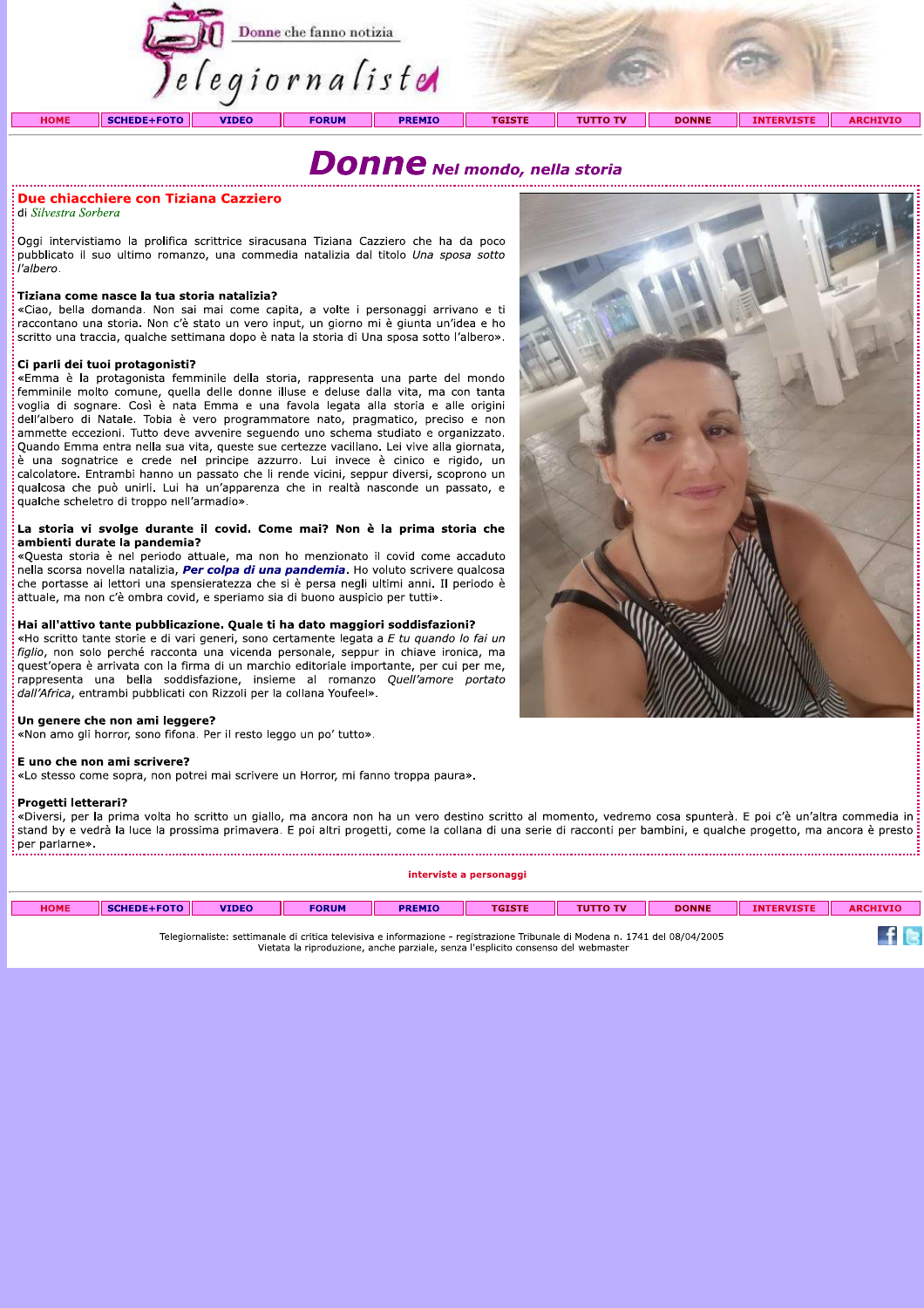# Donne Nel mondo, nella storia

## Due chiacchiere con Tiziana Cazziero

di *Silvestra Sorbera*

Oggi intervistiamo la prolifica scrittrice siracusana Tiziana Cazziero che ha da poco pubblicato il suo ultimo romanzo, una commedia natalizia dal titolo *Una sposa sotto l'albero*.

**Tiziana come nasce la tua storia natalizia?**
«Ciao, bella domanda. Non sai mai come capita, a volte i personaggi arrivano e ti raccontano una storia. Non c'è stato un vero input, un giorno mi è giunta un'idea e ho scritto una traccia, qualche settimana dopo è nata la storia di Una sposa sotto l'albero».

**Ci parli dei tuoi protagonisti?**
«Emma è la protagonista femminile della storia, rappresenta una parte del mondo femminile molto comune, quella delle donne illuse e deluse dalla vita, ma con tanta voglia di sognare. Così è nata Emma e una favola legata alla storia e alle origini dell'albero di Natale. Tobia è vero programmatore nato, pragmatico, preciso e non ammette eccezioni. Tutto deve avvenire seguendo uno schema studiato e organizzato. Quando Emma entra nella sua vita, queste sue certezze vacillano. Lei vive alla giornata, è una sognatrice e crede nel principe azzurro. Lui invece è cinico e rigido, un calcolatore. Entrambi hanno un passato che li rende vicini, seppur diversi, scoprono un qualcosa che può unirli. Lui ha un'apparenza che in realtà nasconde un passato, e qualche scheletro di troppo nell'armadio».

**La storia vi svolge durante il covid. Come mai? Non è la prima storia che ambienti durate la pandemia?**
«Questa storia è nel periodo attuale, ma non ho menzionato il covid come accaduto nella scorsa novella natalizia, ***Per colpa di una pandemia***. Ho voluto scrivere qualcosa che portasse ai lettori una spensieratezza che si è persa negli ultimi anni. Il periodo è attuale, ma non c'è ombra covid, e speriamo sia di buono auspicio per tutti».

**Hai all'attivo tante pubblicazione. Quale ti ha dato maggiori soddisfazioni?**
«Ho scritto tante storie e di vari generi, sono certamente legata a *E tu quando lo fai un figlio*, non solo perché racconta una vicenda personale, seppur in chiave ironica, ma quest'opera è arrivata con la firma di un marchio editoriale importante, per cui per me, rappresenta una bella soddisfazione, insieme al romanzo *Quell'amore portato dall'Africa*, entrambi pubblicati con Rizzoli per la collana Youfeel».

**Un genere che non ami leggere?**
«Non amo gli horror, sono fifona. Per il resto leggo un po' tutto».

**E uno che non ami scrivere?**
«Lo stesso come sopra, non potrei mai scrivere un Horror, mi fanno troppa paura».

**Progetti letterari?**
«Diversi, per la prima volta ho scritto un giallo, ma ancora non ha un vero destino scritto al momento, vedremo cosa spunterà. E poi c'è un'altra commedia in stand by e vedrà la luce la prossima primavera. E poi altri progetti, come la collana di una serie di racconti per bambini, e qualche progetto, ma ancora è presto per parlarne».

interviste a personaggi

Telegiornaliste: settimanale di critica televisiva e informazione - registrazione Tribunale di Modena n. 1741 del 08/04/2005
Vietata la riproduzione, anche parziale, senza l'esplicito consenso del webmaster